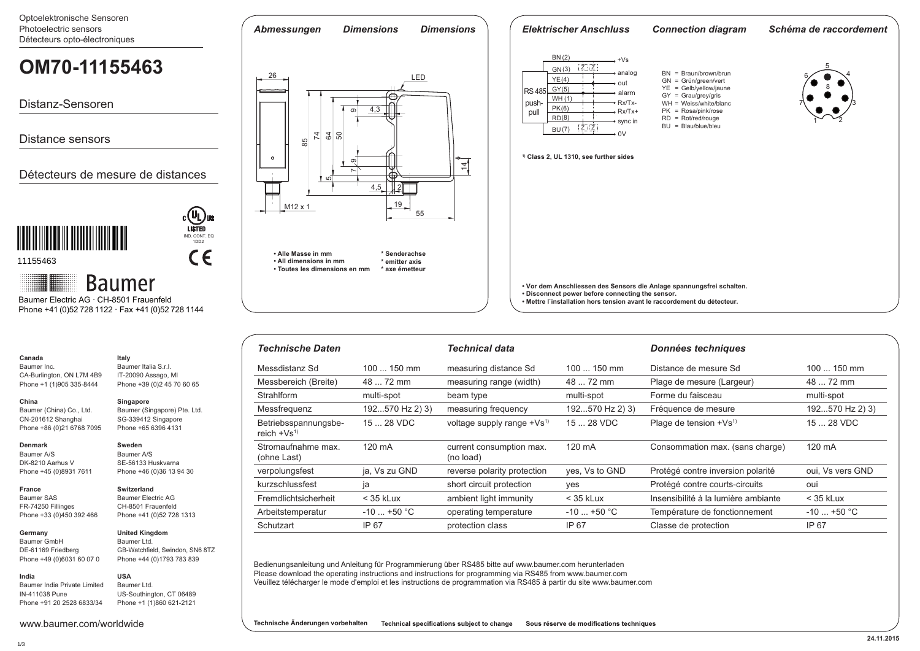Optoelektronische Sensoren
Photoelectric sensors
Détecteurs opto-électroniques

# OM70-11155463

## Distanz-Sensoren

## Distance sensors

## Détecteurs de mesure de distances

11155463

Baumer

Baumer Electric AG · CH-8501 Frauenfeld
Phone +41 (0)52 728 1122 · Fax +41 (0)52 728 1144

IND. CONT. EQ 1DD2

## *Abmessungen* *Dimensions* *Dimensions*

26, LED, 85, 74, 64, 50, 9, 4,3, 7,9, 5, 14, 4,5, 2, 19, 55, M12 x 1

- Alle Masse in mm
- All dimensions in mm
- Toutes les dimensions en mm

\* Senderachse
\* emitter axis
\* axe émetteur

## *Elektrischer Anschluss* *Connection diagram* *Schéma de raccordement*

RS 485 push-pull

BN (2) +Vs
GN (3) analog
YE (4) out
GY (5) alarm
WH (1) Rx/Tx-
PK (6) Rx/Tx+
RD (8) sync in
BU (7) 0V

BN = Braun/brown/brun
GN = Grün/green/vert
YE = Gelb/yellow/jaune
GY = Grau/grey/gris
WH = Weiss/white/blanc
PK = Rosa/pink/rose
RD = Rot/red/rouge
BU = Blau/blue/bleu

[1] **Class 2, UL 1310, see further sides**

- **Vor dem Anschliessen des Sensors die Anlage spannungsfrei schalten.**
- **Disconnect power before connecting the sensor.**
- **Mettre l´installation hors tension avant le raccordement du détecteur.**

## *Technische Daten* *Technical data* *Données techniques*

| Technische Daten | | Technical data | | Données techniques | |
|---|---|---|---|---|---|
| Messdistanz Sd | 100 ... 150 mm | measuring distance Sd | 100 ... 150 mm | Distance de mesure Sd | 100 ... 150 mm |
| Messbereich (Breite) | 48 ... 72 mm | measuring range (width) | 48 ... 72 mm | Plage de mesure (Largeur) | 48 ... 72 mm |
| Strahlform | multi-spot | beam type | multi-spot | Forme du faisceau | multi-spot |
| Messfrequenz | 192...570 Hz 2) 3) | measuring frequency | 192...570 Hz 2) 3) | Fréquence de mesure | 192...570 Hz 2) 3) |
| Betriebsspannungsbereich +Vs[1] | 15 ... 28 VDC | voltage supply range +Vs[1] | 15 ... 28 VDC | Plage de tension +Vs[1] | 15 ... 28 VDC |
| Stromaufnahme max. (ohne Last) | 120 mA | current consumption max. (no load) | 120 mA | Consommation max. (sans charge) | 120 mA |
| verpolungsfest | ja, Vs zu GND | reverse polarity protection | yes, Vs to GND | Protégé contre inversion polarité | oui, Vs vers GND |
| kurzschlussfest | ja | short circuit protection | yes | Protégé contre courts-circuits | oui |
| Fremdlichtsicherheit | < 35 kLux | ambient light immunity | < 35 kLux | Insensibilité à la lumière ambiante | < 35 kLux |
| Arbeitstemperatur | -10 ... +50 °C | operating temperature | -10 ... +50 °C | Température de fonctionnement | -10 ... +50 °C |
| Schutzart | IP 67 | protection class | IP 67 | Classe de protection | IP 67 |

Bedienungsanleitung und Anleitung für Programmierung über RS485 bitte auf www.baumer.com herunterladen
Please download the operating instructions and instructions for programming via RS485 from www.baumer.com
Veuillez télécharger le mode d'emploi et les instructions de programmation via RS485 à partir du site www.baumer.com

**Technische Änderungen vorbehalten** **Technical specifications subject to change** **Sous réserve de modifications techniques**

**Canada**
Baumer Inc.
CA-Burlington, ON L7M 4B9
Phone +1 (1)905 335-8444

**Italy**
Baumer Italia S.r.l.
IT-20090 Assago, MI
Phone +39 (0)2 45 70 60 65

**China**
Baumer (China) Co., Ltd.
CN-201612 Shanghai
Phone +86 (0)21 6768 7095

**Singapore**
Baumer (Singapore) Pte. Ltd.
SG-339412 Singapore
Phone +65 6396 4131

**Denmark**
Baumer A/S
DK-8210 Aarhus V
Phone +45 (0)8931 7611

**Sweden**
Baumer A/S
SE-56133 Huskvarna
Phone +46 (0)36 13 94 30

**France**
Baumer SAS
FR-74250 Fillinges
Phone +33 (0)450 392 466

**Switzerland**
Baumer Electric AG
CH-8501 Frauenfeld
Phone +41 (0)52 728 1313

**Germany**
Baumer GmbH
DE-61169 Friedberg
Phone +49 (0)6031 60 07 0

**United Kingdom**
Baumer Ltd.
GB-Watchfield, Swindon, SN6 8TZ
Phone +44 (0)1793 783 839

**India**
Baumer India Private Limited
IN-411038 Pune
Phone +91 20 2528 6833/34

**USA**
Baumer Ltd.
US-Southington, CT 06489
Phone +1 (1)860 621-2121

www.baumer.com/worldwide

24.11.2015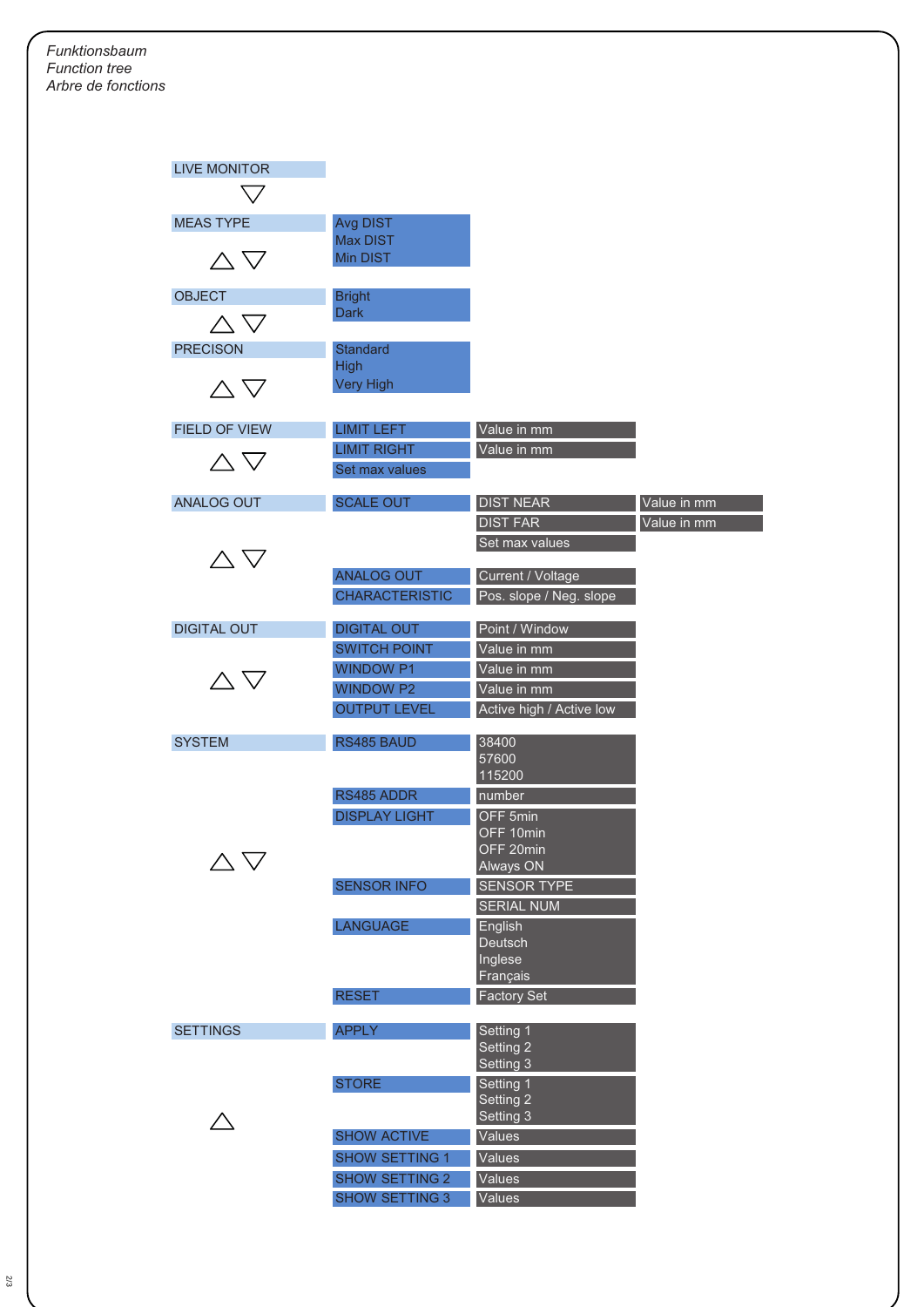*Funktionsbaum*
*Function tree*
*Arbre de fonctions*

| Menu | Submenu | Options | Values |
|---|---|---|---|
| LIVE MONITOR | | | |
| MEAS TYPE | Avg DIST<br>Max DIST<br>Min DIST | | |
| OBJECT | Bright<br>Dark | | |
| PRECISON | Standard<br>High<br>Very High | | |
| FIELD OF VIEW | LIMIT LEFT | Value in mm | |
| | LIMIT RIGHT | Value in mm | |
| | Set max values | | |
| ANALOG OUT | SCALE OUT | DIST NEAR | Value in mm |
| | | DIST FAR | Value in mm |
| | | Set max values | |
| | ANALOG OUT | Current / Voltage | |
| | CHARACTERISTIC | Pos. slope / Neg. slope | |
| DIGITAL OUT | DIGITAL OUT | Point / Window | |
| | SWITCH POINT | Value in mm | |
| | WINDOW P1 | Value in mm | |
| | WINDOW P2 | Value in mm | |
| | OUTPUT LEVEL | Active high / Active low | |
| SYSTEM | RS485 BAUD | 38400<br>57600<br>115200 | |
| | RS485 ADDR | number | |
| | DISPLAY LIGHT | OFF 5min<br>OFF 10min<br>OFF 20min<br>Always ON | |
| | SENSOR INFO | SENSOR TYPE | |
| | | SERIAL NUM | |
| | LANGUAGE | English<br>Deutsch<br>Inglese<br>Français | |
| | RESET | Factory Set | |
| SETTINGS | APPLY | Setting 1<br>Setting 2<br>Setting 3 | |
| | STORE | Setting 1<br>Setting 2<br>Setting 3 | |
| | SHOW ACTIVE | Values | |
| | SHOW SETTING 1 | Values | |
| | SHOW SETTING 2 | Values | |
| | SHOW SETTING 3 | Values | |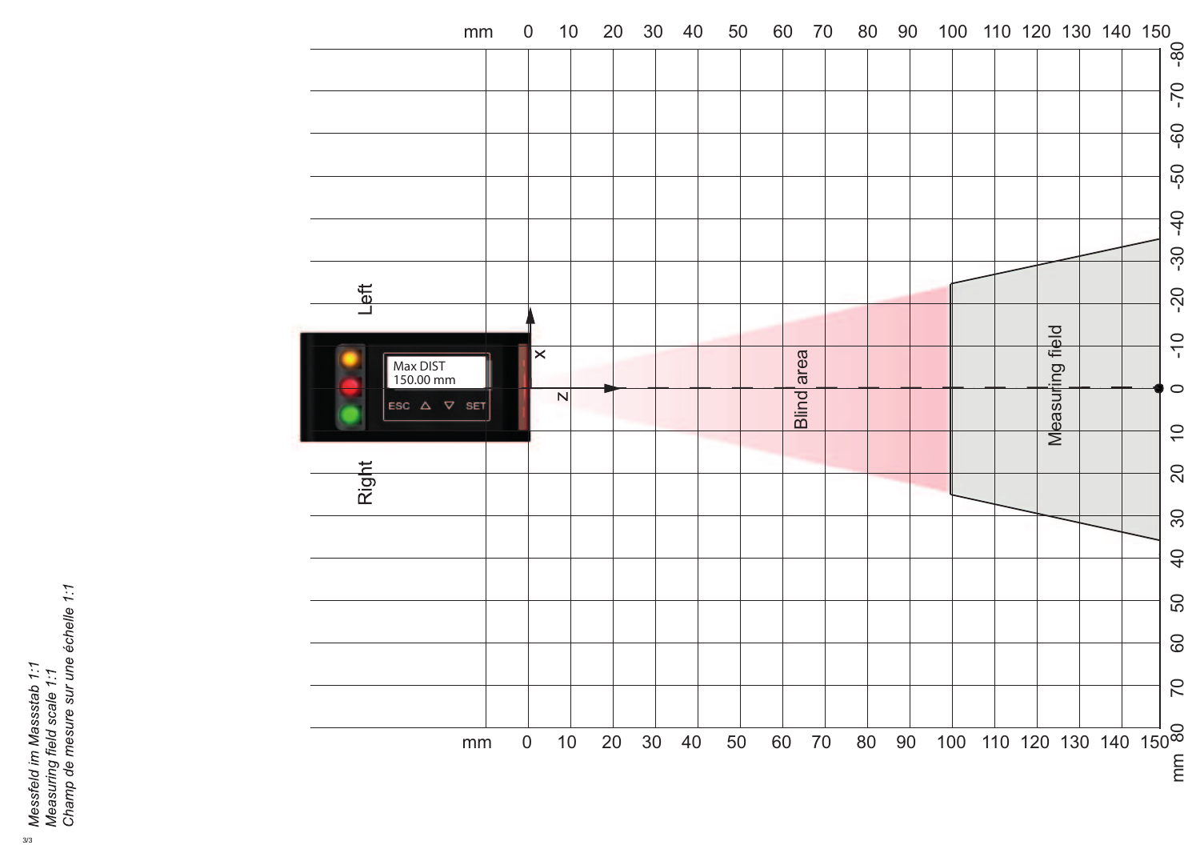Messfeld im Massstab 1:1
Measuring field scale 1:1
Champ de mesure sur une échelle 1:1

mm 0 10 20 30 40 50 60 70 80 90 100 110 120 130 140 150

-80 -70 -60 -50 -40 -30 -20 -10 0 10 20 30 40 50 60 70 80 mm

Left

Right

Max DIST
150.00 mm

ESC △ ▽ SET

x

z

Blind area

Measuring field